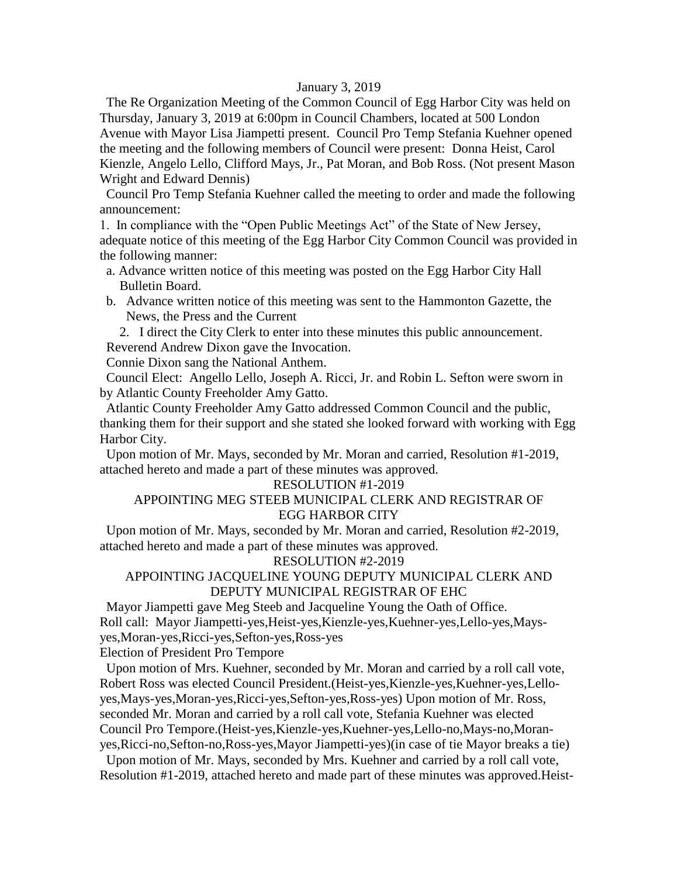January 3, 2019

The Re Organization Meeting of the Common Council of Egg Harbor City was held on Thursday, January 3, 2019 at 6:00pm in Council Chambers, located at 500 London Avenue with Mayor Lisa Jiampetti present. Council Pro Temp Stefania Kuehner opened the meeting and the following members of Council were present: Donna Heist, Carol Kienzle, Angelo Lello, Clifford Mays, Jr., Pat Moran, and Bob Ross. (Not present Mason Wright and Edward Dennis)

Council Pro Temp Stefania Kuehner called the meeting to order and made the following announcement:

1. In compliance with the "Open Public Meetings Act" of the State of New Jersey, adequate notice of this meeting of the Egg Harbor City Common Council was provided in the following manner:
   a. Advance written notice of this meeting was posted on the Egg Harbor City Hall Bulletin Board.
   b. Advance written notice of this meeting was sent to the Hammonton Gazette, the News, the Press and the Current
2. I direct the City Clerk to enter into these minutes this public announcement.

Reverend Andrew Dixon gave the Invocation.

Connie Dixon sang the National Anthem.

Council Elect: Angello Lello, Joseph A. Ricci, Jr. and Robin L. Sefton were sworn in by Atlantic County Freeholder Amy Gatto.

Atlantic County Freeholder Amy Gatto addressed Common Council and the public, thanking them for their support and she stated she looked forward with working with Egg Harbor City.

Upon motion of Mr. Mays, seconded by Mr. Moran and carried, Resolution #1-2019, attached hereto and made a part of these minutes was approved.

RESOLUTION #1-2019

APPOINTING MEG STEEB MUNICIPAL CLERK AND REGISTRAR OF EGG HARBOR CITY

Upon motion of Mr. Mays, seconded by Mr. Moran and carried, Resolution #2-2019, attached hereto and made a part of these minutes was approved.

RESOLUTION #2-2019

APPOINTING JACQUELINE YOUNG DEPUTY MUNICIPAL CLERK AND DEPUTY MUNICIPAL REGISTRAR OF EHC

Mayor Jiampetti gave Meg Steeb and Jacqueline Young the Oath of Office.

Roll call: Mayor Jiampetti-yes,Heist-yes,Kienzle-yes,Kuehner-yes,Lello-yes,Mays-yes,Moran-yes,Ricci-yes,Sefton-yes,Ross-yes

Election of President Pro Tempore

Upon motion of Mrs. Kuehner, seconded by Mr. Moran and carried by a roll call vote, Robert Ross was elected Council President.(Heist-yes,Kienzle-yes,Kuehner-yes,Lello-yes,Mays-yes,Moran-yes,Ricci-yes,Sefton-yes,Ross-yes) Upon motion of Mr. Ross, seconded Mr. Moran and carried by a roll call vote, Stefania Kuehner was elected Council Pro Tempore.(Heist-yes,Kienzle-yes,Kuehner-yes,Lello-no,Mays-no,Moran-yes,Ricci-no,Sefton-no,Ross-yes,Mayor Jiampetti-yes)(in case of tie Mayor breaks a tie)

Upon motion of Mr. Mays, seconded by Mrs. Kuehner and carried by a roll call vote, Resolution #1-2019, attached hereto and made part of these minutes was approved.Heist-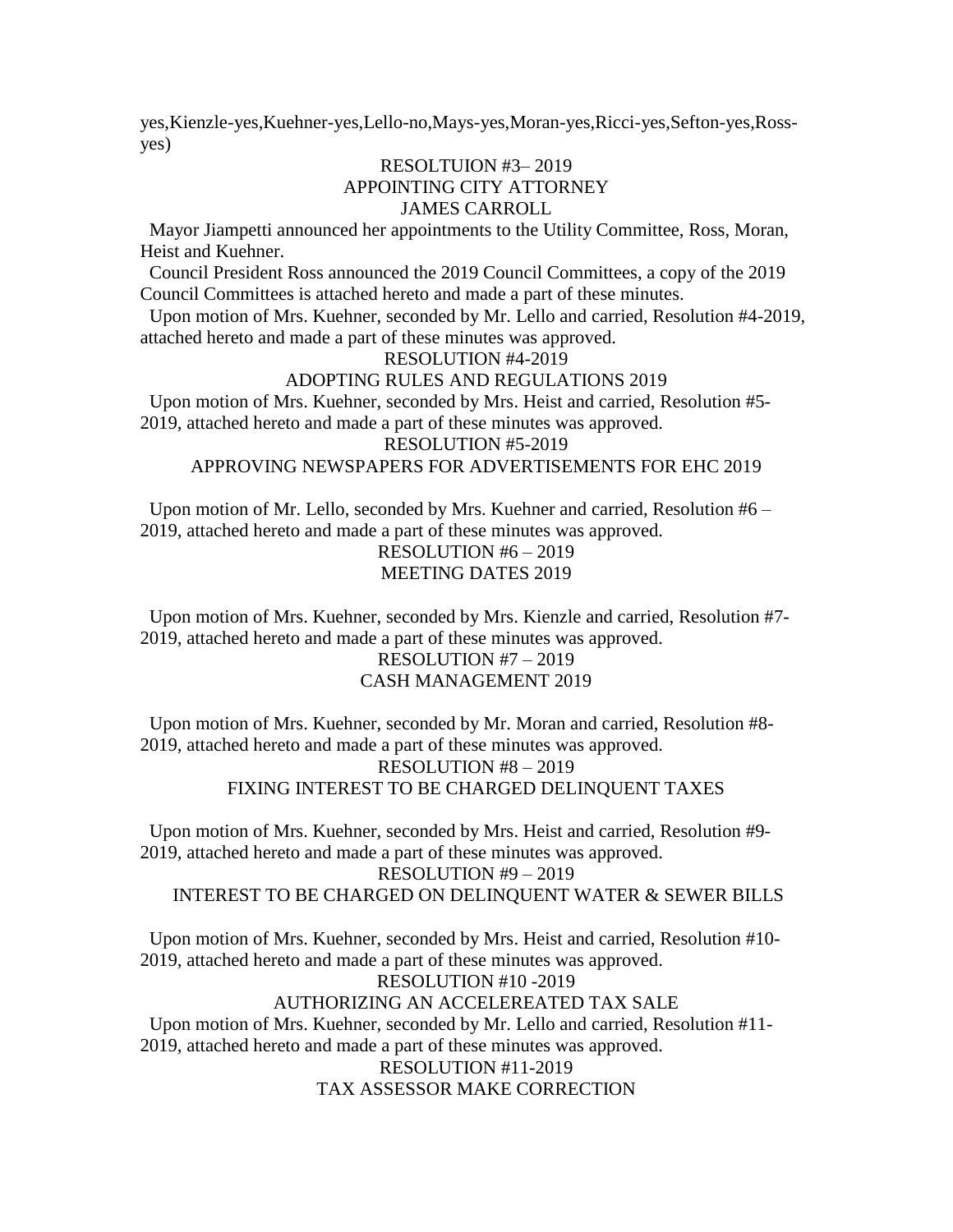yes,Kienzle-yes,Kuehner-yes,Lello-no,Mays-yes,Moran-yes,Ricci-yes,Sefton-yes,Ross-yes)

RESOLTUION #3– 2019
APPOINTING CITY ATTORNEY
JAMES CARROLL

Mayor Jiampetti announced her appointments to the Utility Committee, Ross, Moran, Heist and Kuehner.

Council President Ross announced the 2019 Council Committees, a copy of the 2019 Council Committees is attached hereto and made a part of these minutes.

Upon motion of Mrs. Kuehner, seconded by Mr. Lello and carried, Resolution #4-2019, attached hereto and made a part of these minutes was approved.

RESOLUTION #4-2019
ADOPTING RULES AND REGULATIONS 2019

Upon motion of Mrs. Kuehner, seconded by Mrs. Heist and carried, Resolution #5-2019, attached hereto and made a part of these minutes was approved.

RESOLUTION #5-2019
APPROVING NEWSPAPERS FOR ADVERTISEMENTS FOR EHC 2019

Upon motion of Mr. Lello, seconded by Mrs. Kuehner and carried, Resolution #6 – 2019, attached hereto and made a part of these minutes was approved.

RESOLUTION #6 – 2019
MEETING DATES 2019

Upon motion of Mrs. Kuehner, seconded by Mrs. Kienzle and carried, Resolution #7-2019, attached hereto and made a part of these minutes was approved.

RESOLUTION #7 – 2019
CASH MANAGEMENT 2019

Upon motion of Mrs. Kuehner, seconded by Mr. Moran and carried, Resolution #8-2019, attached hereto and made a part of these minutes was approved.

RESOLUTION #8 – 2019
FIXING INTEREST TO BE CHARGED DELINQUENT TAXES

Upon motion of Mrs. Kuehner, seconded by Mrs. Heist and carried, Resolution #9-2019, attached hereto and made a part of these minutes was approved.

RESOLUTION #9 – 2019
INTEREST TO BE CHARGED ON DELINQUENT WATER & SEWER BILLS

Upon motion of Mrs. Kuehner, seconded by Mrs. Heist and carried, Resolution #10-2019, attached hereto and made a part of these minutes was approved.

RESOLUTION #10 -2019
AUTHORIZING AN ACCELEREATED TAX SALE

Upon motion of Mrs. Kuehner, seconded by Mr. Lello and carried, Resolution #11-2019, attached hereto and made a part of these minutes was approved.

RESOLUTION #11-2019
TAX ASSESSOR MAKE CORRECTION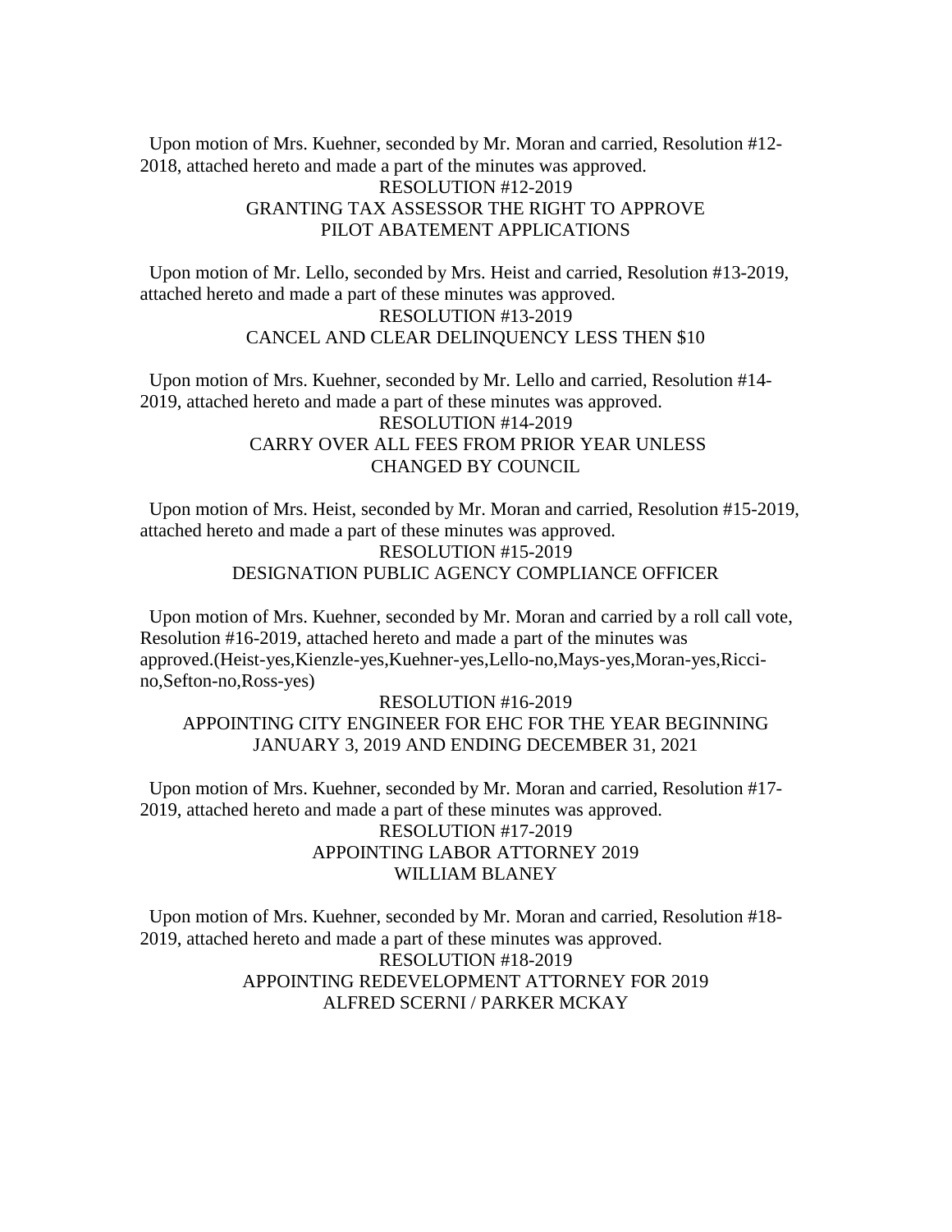Upon motion of Mrs. Kuehner, seconded by Mr. Moran and carried, Resolution #12-2018, attached hereto and made a part of the minutes was approved.

RESOLUTION #12-2019
GRANTING TAX ASSESSOR THE RIGHT TO APPROVE
PILOT ABATEMENT APPLICATIONS

Upon motion of Mr. Lello, seconded by Mrs. Heist and carried, Resolution #13-2019, attached hereto and made a part of these minutes was approved.

RESOLUTION #13-2019
CANCEL AND CLEAR DELINQUENCY LESS THEN $10

Upon motion of Mrs. Kuehner, seconded by Mr. Lello and carried, Resolution #14-2019, attached hereto and made a part of these minutes was approved.

RESOLUTION #14-2019
CARRY OVER ALL FEES FROM PRIOR YEAR UNLESS
CHANGED BY COUNCIL

Upon motion of Mrs. Heist, seconded by Mr. Moran and carried, Resolution #15-2019, attached hereto and made a part of these minutes was approved.

RESOLUTION #15-2019
DESIGNATION PUBLIC AGENCY COMPLIANCE OFFICER

Upon motion of Mrs. Kuehner, seconded by Mr. Moran and carried by a roll call vote, Resolution #16-2019, attached hereto and made a part of the minutes was approved.(Heist-yes,Kienzle-yes,Kuehner-yes,Lello-no,Mays-yes,Moran-yes,Ricci-no,Sefton-no,Ross-yes)

RESOLUTION #16-2019
APPOINTING CITY ENGINEER FOR EHC FOR THE YEAR BEGINNING
JANUARY 3, 2019 AND ENDING DECEMBER 31, 2021

Upon motion of Mrs. Kuehner, seconded by Mr. Moran and carried, Resolution #17-2019, attached hereto and made a part of these minutes was approved.

RESOLUTION #17-2019
APPOINTING LABOR ATTORNEY 2019
WILLIAM BLANEY

Upon motion of Mrs. Kuehner, seconded by Mr. Moran and carried, Resolution #18-2019, attached hereto and made a part of these minutes was approved.

RESOLUTION #18-2019
APPOINTING REDEVELOPMENT ATTORNEY FOR 2019
ALFRED SCERNI / PARKER MCKAY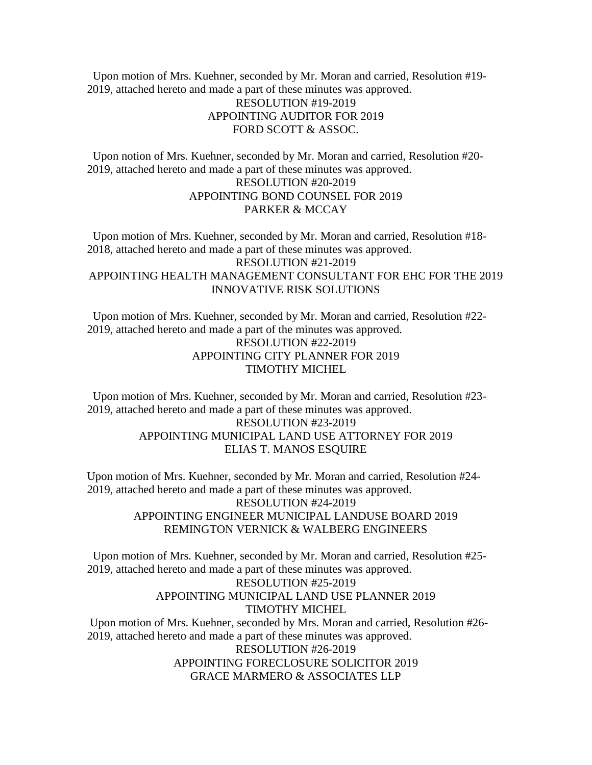Upon motion of Mrs. Kuehner, seconded by Mr. Moran and carried, Resolution #19-2019, attached hereto and made a part of these minutes was approved.

RESOLUTION #19-2019
APPOINTING AUDITOR FOR 2019
FORD SCOTT & ASSOC.

Upon notion of Mrs. Kuehner, seconded by Mr. Moran and carried, Resolution #20-2019, attached hereto and made a part of these minutes was approved.

RESOLUTION #20-2019
APPOINTING BOND COUNSEL FOR 2019
PARKER & MCCAY

Upon motion of Mrs. Kuehner, seconded by Mr. Moran and carried, Resolution #18-2018, attached hereto and made a part of these minutes was approved.

RESOLUTION #21-2019
APPOINTING HEALTH MANAGEMENT CONSULTANT FOR EHC FOR THE 2019
INNOVATIVE RISK SOLUTIONS

Upon motion of Mrs. Kuehner, seconded by Mr. Moran and carried, Resolution #22-2019, attached hereto and made a part of the minutes was approved.

RESOLUTION #22-2019
APPOINTING CITY PLANNER FOR 2019
TIMOTHY MICHEL

Upon motion of Mrs. Kuehner, seconded by Mr. Moran and carried, Resolution #23-2019, attached hereto and made a part of these minutes was approved.

RESOLUTION #23-2019
APPOINTING MUNICIPAL LAND USE ATTORNEY FOR 2019
ELIAS T. MANOS ESQUIRE

Upon motion of Mrs. Kuehner, seconded by Mr. Moran and carried, Resolution #24-2019, attached hereto and made a part of these minutes was approved.

RESOLUTION #24-2019
APPOINTING ENGINEER MUNICIPAL LANDUSE BOARD 2019
REMINGTON VERNICK & WALBERG ENGINEERS

Upon motion of Mrs. Kuehner, seconded by Mr. Moran and carried, Resolution #25-2019, attached hereto and made a part of these minutes was approved.

RESOLUTION #25-2019
APPOINTING MUNICIPAL LAND USE PLANNER 2019
TIMOTHY MICHEL

Upon motion of Mrs. Kuehner, seconded by Mrs. Moran and carried, Resolution #26-2019, attached hereto and made a part of these minutes was approved.

RESOLUTION #26-2019
APPOINTING FORECLOSURE SOLICITOR 2019
GRACE MARMERO & ASSOCIATES LLP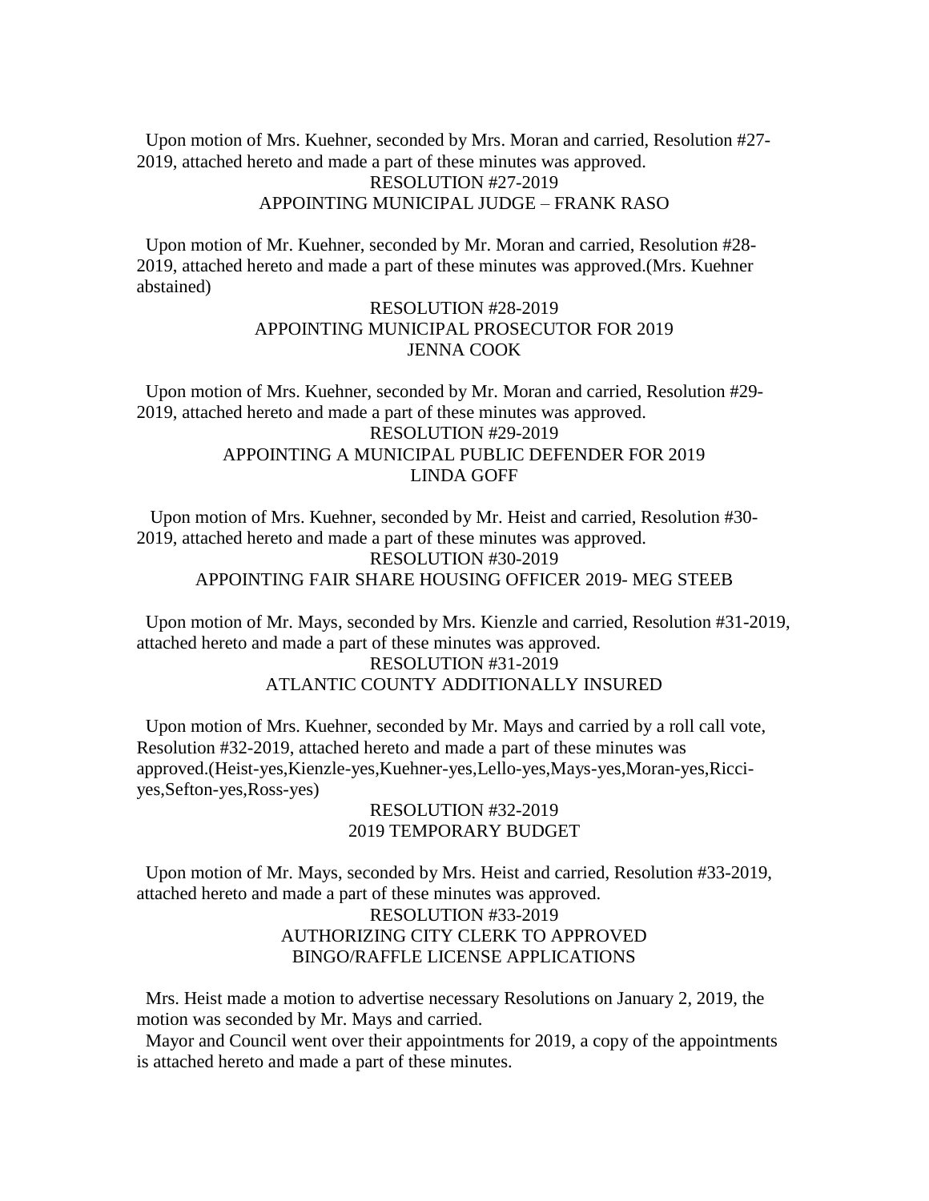Upon motion of Mrs. Kuehner, seconded by Mrs. Moran and carried, Resolution #27-2019, attached hereto and made a part of these minutes was approved.

RESOLUTION #27-2019
APPOINTING MUNICIPAL JUDGE – FRANK RASO

Upon motion of Mr. Kuehner, seconded by Mr. Moran and carried, Resolution #28-2019, attached hereto and made a part of these minutes was approved.(Mrs. Kuehner abstained)

RESOLUTION #28-2019
APPOINTING MUNICIPAL PROSECUTOR FOR 2019
JENNA COOK

Upon motion of Mrs. Kuehner, seconded by Mr. Moran and carried, Resolution #29-2019, attached hereto and made a part of these minutes was approved.

RESOLUTION #29-2019
APPOINTING A MUNICIPAL PUBLIC DEFENDER FOR 2019
LINDA GOFF

Upon motion of Mrs. Kuehner, seconded by Mr. Heist and carried, Resolution #30-2019, attached hereto and made a part of these minutes was approved.

RESOLUTION #30-2019
APPOINTING FAIR SHARE HOUSING OFFICER 2019- MEG STEEB

Upon motion of Mr. Mays, seconded by Mrs. Kienzle and carried, Resolution #31-2019, attached hereto and made a part of these minutes was approved.

RESOLUTION #31-2019
ATLANTIC COUNTY ADDITIONALLY INSURED

Upon motion of Mrs. Kuehner, seconded by Mr. Mays and carried by a roll call vote, Resolution #32-2019, attached hereto and made a part of these minutes was approved.(Heist-yes,Kienzle-yes,Kuehner-yes,Lello-yes,Mays-yes,Moran-yes,Ricci-yes,Sefton-yes,Ross-yes)

RESOLUTION #32-2019
2019 TEMPORARY BUDGET

Upon motion of Mr. Mays, seconded by Mrs. Heist and carried, Resolution #33-2019, attached hereto and made a part of these minutes was approved.

RESOLUTION #33-2019
AUTHORIZING CITY CLERK TO APPROVED
BINGO/RAFFLE LICENSE APPLICATIONS

Mrs. Heist made a motion to advertise necessary Resolutions on January 2, 2019, the motion was seconded by Mr. Mays and carried.

Mayor and Council went over their appointments for 2019, a copy of the appointments is attached hereto and made a part of these minutes.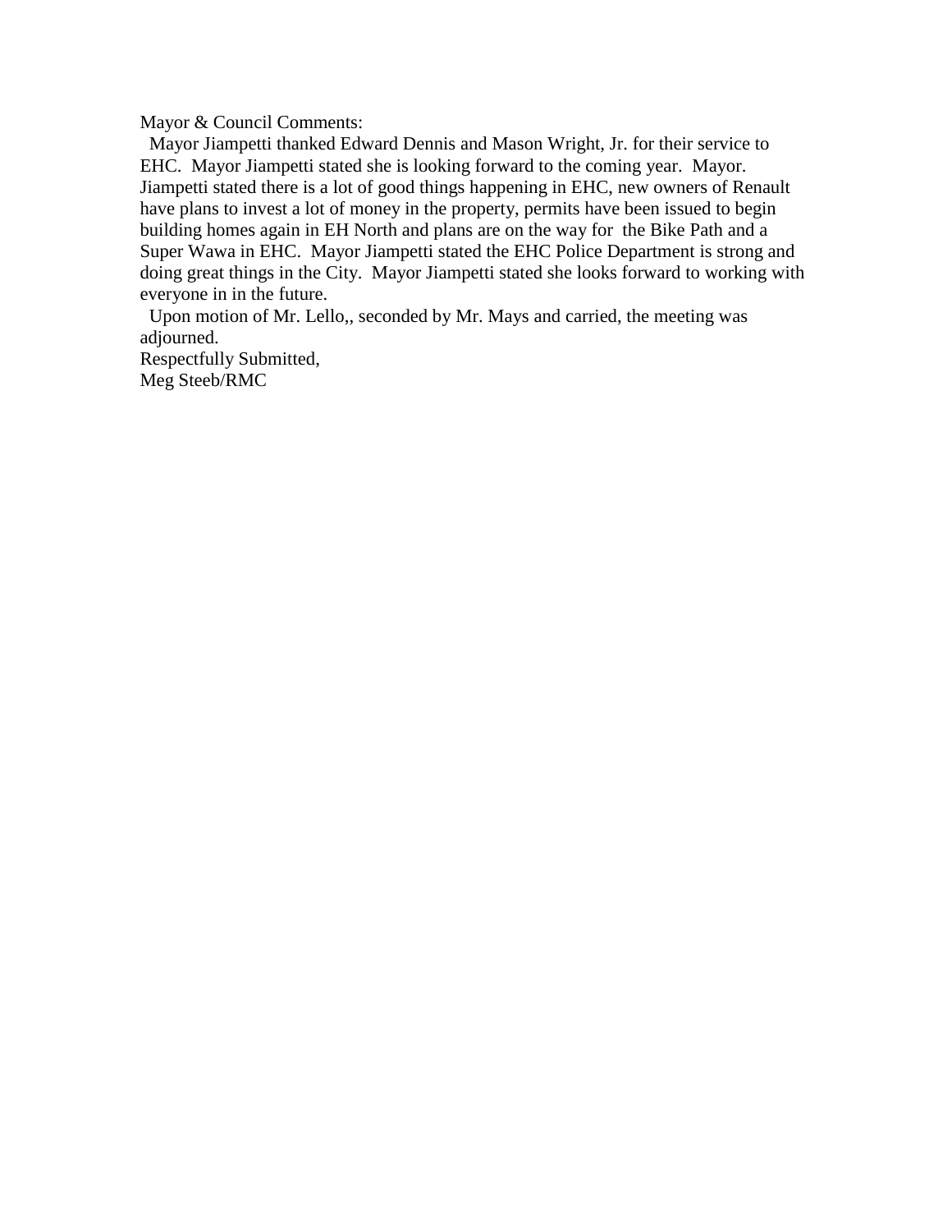Mayor & Council Comments:

Mayor Jiampetti thanked Edward Dennis and Mason Wright, Jr. for their service to EHC. Mayor Jiampetti stated she is looking forward to the coming year. Mayor. Jiampetti stated there is a lot of good things happening in EHC, new owners of Renault have plans to invest a lot of money in the property, permits have been issued to begin building homes again in EH North and plans are on the way for the Bike Path and a Super Wawa in EHC. Mayor Jiampetti stated the EHC Police Department is strong and doing great things in the City. Mayor Jiampetti stated she looks forward to working with everyone in in the future.

Upon motion of Mr. Lello,, seconded by Mr. Mays and carried, the meeting was adjourned.

Respectfully Submitted,
Meg Steeb/RMC